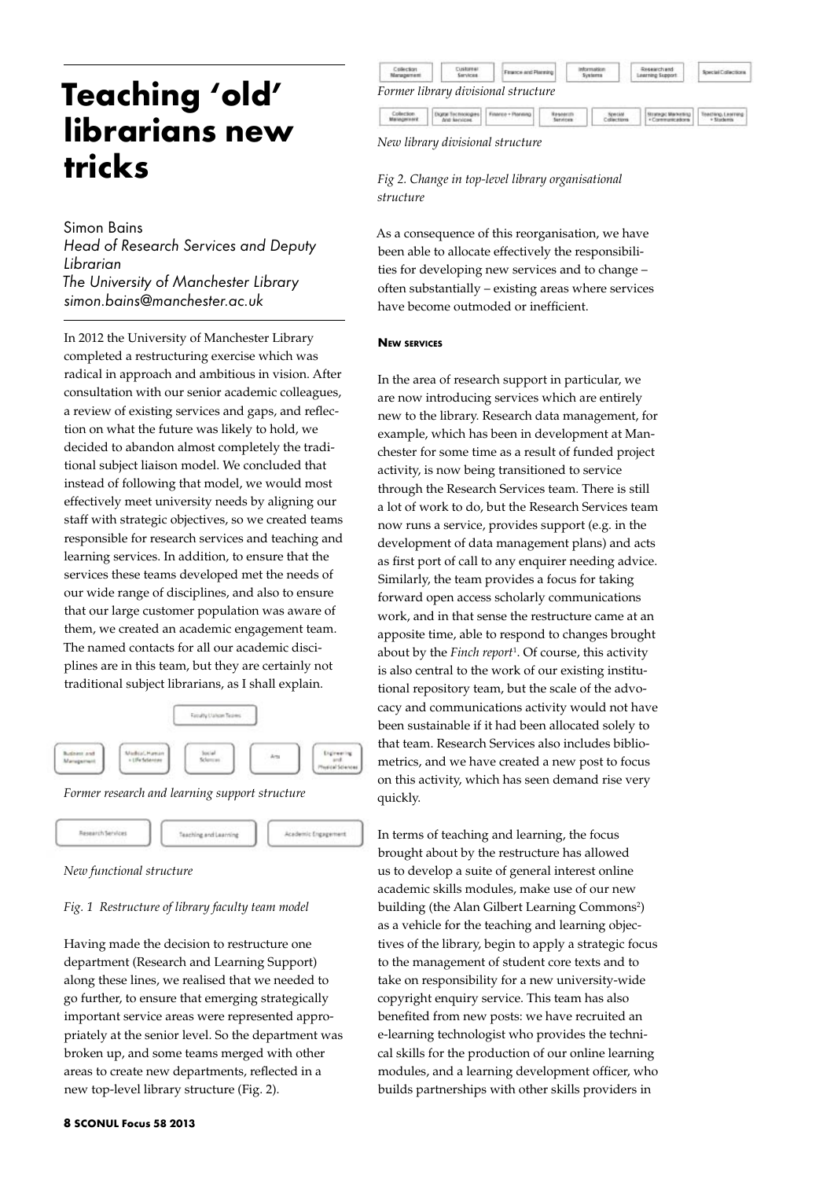# Teaching 'old' librarians new tricks

Simon Bains
*Head of Research Services and Deputy Librarian*
*The University of Manchester Library*
*simon.bains@manchester.ac.uk*

In 2012 the University of Manchester Library completed a restructuring exercise which was radical in approach and ambitious in vision. After consultation with our senior academic colleagues, a review of existing services and gaps, and reflection on what the future was likely to hold, we decided to abandon almost completely the traditional subject liaison model. We concluded that instead of following that model, we would most effectively meet university needs by aligning our staff with strategic objectives, so we created teams responsible for research services and teaching and learning services. In addition, to ensure that the services these teams developed met the needs of our wide range of disciplines, and also to ensure that our large customer population was aware of them, we created an academic engagement team. The named contacts for all our academic disciplines are in this team, but they are certainly not traditional subject librarians, as I shall explain.

Faculty Liaison Teams

Business and Management | Medical, Human + Life Sciences | Social Sciences | Arts | Engineering and Physical Sciences

*Former research and learning support structure*

Research Services | Teaching and Learning | Academic Engagement

*New functional structure*

*Fig. 1 Restructure of library faculty team model*

Having made the decision to restructure one department (Research and Learning Support) along these lines, we realised that we needed to go further, to ensure that emerging strategically important service areas were represented appropriately at the senior level. So the department was broken up, and some teams merged with other areas to create new departments, reflected in a new top-level library structure (Fig. 2).

Collection Management | Customer Services | Finance and Planning | Information Systems | Research and Learning Support | Special Collections

*Former library divisional structure*

Collection Management | Digital Technologies and Services | Finance + Planning | Research Services | Special Collections | Strategic Marketing + Communications | Teaching, Learning + Students

*New library divisional structure*

*Fig 2. Change in top-level library organisational structure*

As a consequence of this reorganisation, we have been able to allocate effectively the responsibilities for developing new services and to change – often substantially – existing areas where services have become outmoded or inefficient.

## New services

In the area of research support in particular, we are now introducing services which are entirely new to the library. Research data management, for example, which has been in development at Manchester for some time as a result of funded project activity, is now being transitioned to service through the Research Services team. There is still a lot of work to do, but the Research Services team now runs a service, provides support (e.g. in the development of data management plans) and acts as first port of call to any enquirer needing advice. Similarly, the team provides a focus for taking forward open access scholarly communications work, and in that sense the restructure came at an apposite time, able to respond to changes brought about by the *Finch report*[1]. Of course, this activity is also central to the work of our existing institutional repository team, but the scale of the advocacy and communications activity would not have been sustainable if it had been allocated solely to that team. Research Services also includes bibliometrics, and we have created a new post to focus on this activity, which has seen demand rise very quickly.

In terms of teaching and learning, the focus brought about by the restructure has allowed us to develop a suite of general interest online academic skills modules, make use of our new building (the Alan Gilbert Learning Commons[2]) as a vehicle for the teaching and learning objectives of the library, begin to apply a strategic focus to the management of student core texts and to take on responsibility for a new university-wide copyright enquiry service. This team has also benefited from new posts: we have recruited an e-learning technologist who provides the technical skills for the production of our online learning modules, and a learning development officer, who builds partnerships with other skills providers in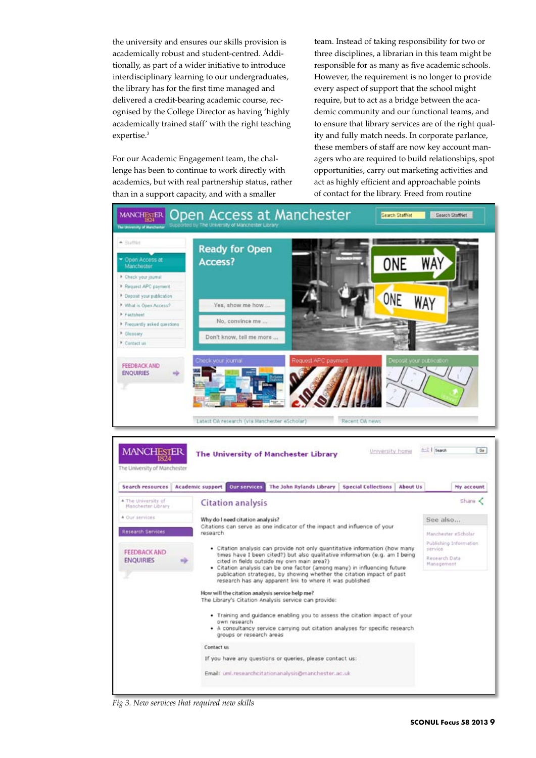the university and ensures our skills provision is academically robust and student-centred. Additionally, as part of a wider initiative to introduce interdisciplinary learning to our undergraduates, the library has for the first time managed and delivered a credit-bearing academic course, recognised by the College Director as having 'highly academically trained staff' with the right teaching expertise.[3]

For our Academic Engagement team, the challenge has been to continue to work directly with academics, but with real partnership status, rather than in a support capacity, and with a smaller team. Instead of taking responsibility for two or three disciplines, a librarian in this team might be responsible for as many as five academic schools. However, the requirement is no longer to provide every aspect of support that the school might require, but to act as a bridge between the academic community and our functional teams, and to ensure that library services are of the right quality and fully match needs. In corporate parlance, these members of staff are now key account managers who are required to build relationships, spot opportunities, carry out marketing activities and act as highly efficient and approachable points of contact for the library. Freed from routine

*Fig 3. New services that required new skills*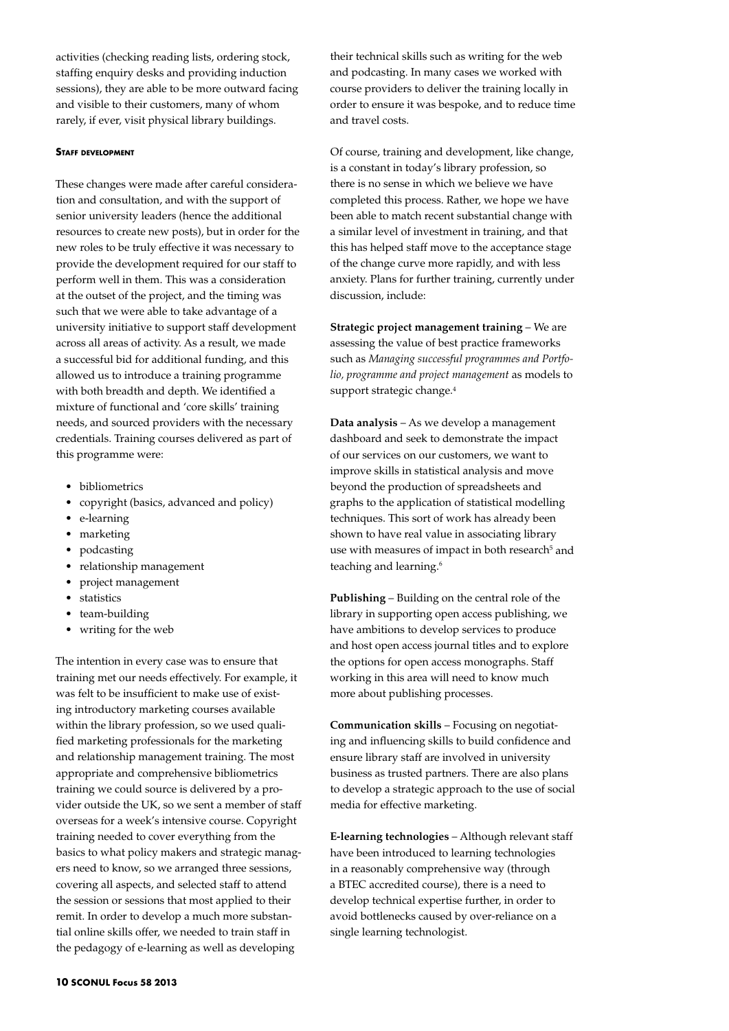activities (checking reading lists, ordering stock, staffing enquiry desks and providing induction sessions), they are able to be more outward facing and visible to their customers, many of whom rarely, if ever, visit physical library buildings.

### Staff development

These changes were made after careful consideration and consultation, and with the support of senior university leaders (hence the additional resources to create new posts), but in order for the new roles to be truly effective it was necessary to provide the development required for our staff to perform well in them. This was a consideration at the outset of the project, and the timing was such that we were able to take advantage of a university initiative to support staff development across all areas of activity. As a result, we made a successful bid for additional funding, and this allowed us to introduce a training programme with both breadth and depth. We identified a mixture of functional and 'core skills' training needs, and sourced providers with the necessary credentials. Training courses delivered as part of this programme were:

- bibliometrics
- copyright (basics, advanced and policy)
- e-learning
- marketing
- podcasting
- relationship management
- project management
- statistics
- team-building
- writing for the web

The intention in every case was to ensure that training met our needs effectively. For example, it was felt to be insufficient to make use of existing introductory marketing courses available within the library profession, so we used qualified marketing professionals for the marketing and relationship management training. The most appropriate and comprehensive bibliometrics training we could source is delivered by a provider outside the UK, so we sent a member of staff overseas for a week's intensive course. Copyright training needed to cover everything from the basics to what policy makers and strategic managers need to know, so we arranged three sessions, covering all aspects, and selected staff to attend the session or sessions that most applied to their remit. In order to develop a much more substantial online skills offer, we needed to train staff in the pedagogy of e-learning as well as developing their technical skills such as writing for the web and podcasting. In many cases we worked with course providers to deliver the training locally in order to ensure it was bespoke, and to reduce time and travel costs.

Of course, training and development, like change, is a constant in today's library profession, so there is no sense in which we believe we have completed this process. Rather, we hope we have been able to match recent substantial change with a similar level of investment in training, and that this has helped staff move to the acceptance stage of the change curve more rapidly, and with less anxiety. Plans for further training, currently under discussion, include:

**Strategic project management training** – We are assessing the value of best practice frameworks such as *Managing successful programmes and Portfolio, programme and project management* as models to support strategic change.[4]

**Data analysis** – As we develop a management dashboard and seek to demonstrate the impact of our services on our customers, we want to improve skills in statistical analysis and move beyond the production of spreadsheets and graphs to the application of statistical modelling techniques. This sort of work has already been shown to have real value in associating library use with measures of impact in both research[5] and teaching and learning.[6]

**Publishing** – Building on the central role of the library in supporting open access publishing, we have ambitions to develop services to produce and host open access journal titles and to explore the options for open access monographs. Staff working in this area will need to know much more about publishing processes.

**Communication skills** – Focusing on negotiating and influencing skills to build confidence and ensure library staff are involved in university business as trusted partners. There are also plans to develop a strategic approach to the use of social media for effective marketing.

**E-learning technologies** – Although relevant staff have been introduced to learning technologies in a reasonably comprehensive way (through a BTEC accredited course), there is a need to develop technical expertise further, in order to avoid bottlenecks caused by over-reliance on a single learning technologist.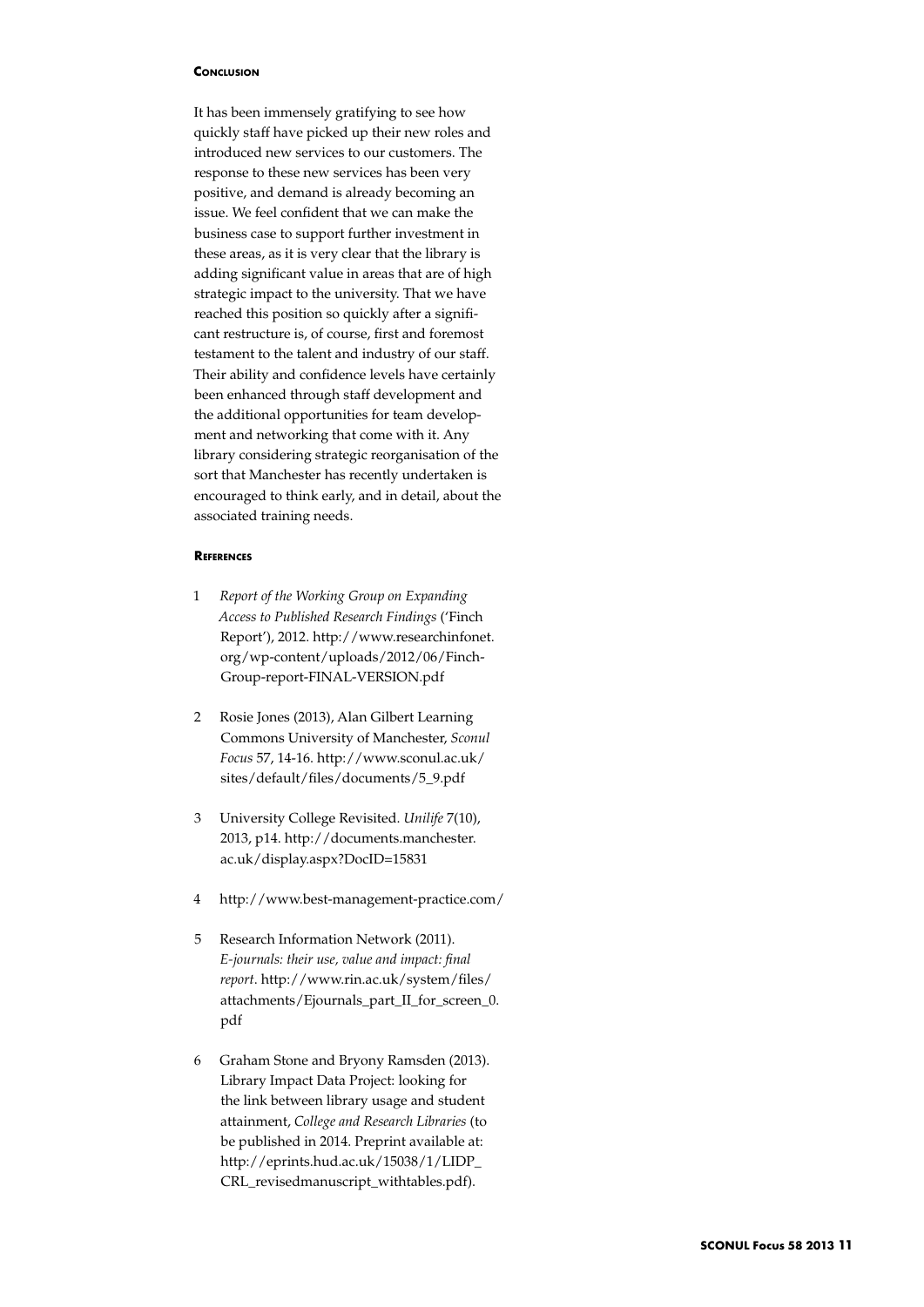### Conclusion

It has been immensely gratifying to see how quickly staff have picked up their new roles and introduced new services to our customers. The response to these new services has been very positive, and demand is already becoming an issue. We feel confident that we can make the business case to support further investment in these areas, as it is very clear that the library is adding significant value in areas that are of high strategic impact to the university. That we have reached this position so quickly after a significant restructure is, of course, first and foremost testament to the talent and industry of our staff. Their ability and confidence levels have certainly been enhanced through staff development and the additional opportunities for team development and networking that come with it. Any library considering strategic reorganisation of the sort that Manchester has recently undertaken is encouraged to think early, and in detail, about the associated training needs.

### References

1. *Report of the Working Group on Expanding Access to Published Research Findings* ('Finch Report'), 2012. http://www.researchinfonet.org/wp-content/uploads/2012/06/Finch-Group-report-FINAL-VERSION.pdf
2. Rosie Jones (2013), Alan Gilbert Learning Commons University of Manchester, *Sconul Focus* 57, 14-16. http://www.sconul.ac.uk/sites/default/files/documents/5_9.pdf
3. University College Revisited. *Unilife* 7(10), 2013, p14. http://documents.manchester.ac.uk/display.aspx?DocID=15831
4. http://www.best-management-practice.com/
5. Research Information Network (2011). *E-journals: their use, value and impact: final report*. http://www.rin.ac.uk/system/files/attachments/Ejournals_part_II_for_screen_0.pdf
6. Graham Stone and Bryony Ramsden (2013). Library Impact Data Project: looking for the link between library usage and student attainment, *College and Research Libraries* (to be published in 2014. Preprint available at: http://eprints.hud.ac.uk/15038/1/LIDP_CRL_revisedmanuscript_withtables.pdf).